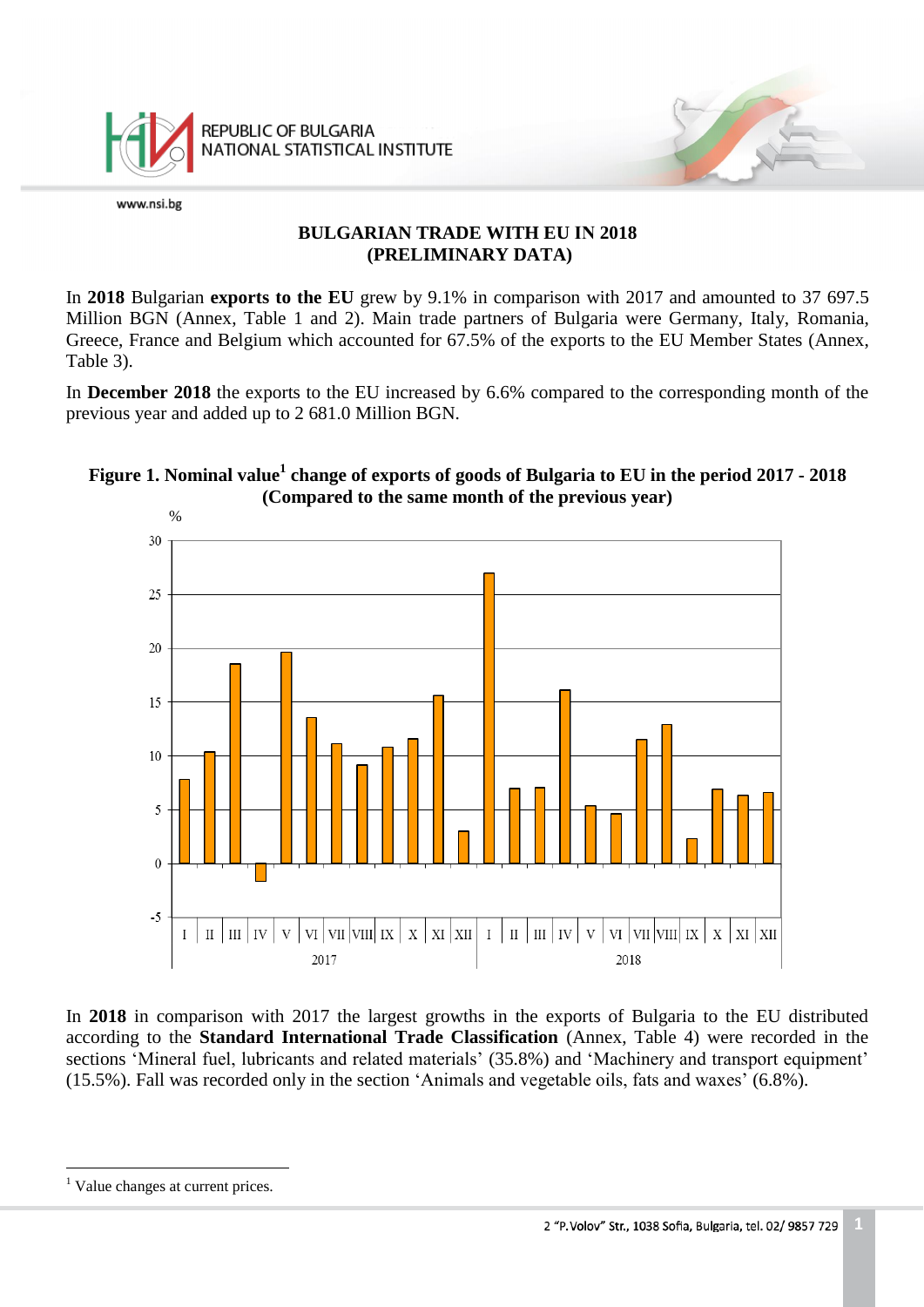REPUBLIC OF BULGARIA
NATIONAL STATISTICAL INSTITUTE

www.nsi.bg

# BULGARIAN TRADE WITH EU IN 2018 (PRELIMINARY DATA)

In **2018** Bulgarian **exports to the EU** grew by 9.1% in comparison with 2017 and amounted to 37 697.5 Million BGN (Annex, Table 1 and 2). Main trade partners of Bulgaria were Germany, Italy, Romania, Greece, France and Belgium which accounted for 67.5% of the exports to the EU Member States (Annex, Table 3).

In **December 2018** the exports to the EU increased by 6.6% compared to the corresponding month of the previous year and added up to 2 681.0 Million BGN.

**Figure 1. Nominal value[1] change of exports of goods of Bulgaria to EU in the period 2017 - 2018 (Compared to the same month of the previous year)**

In **2018** in comparison with 2017 the largest growths in the exports of Bulgaria to the EU distributed according to the **Standard International Trade Classification** (Annex, Table 4) were recorded in the sections 'Mineral fuel, lubricants and related materials' (35.8%) and 'Machinery and transport equipment' (15.5%). Fall was recorded only in the section 'Animals and vegetable oils, fats and waxes' (6.8%).

[1] Value changes at current prices.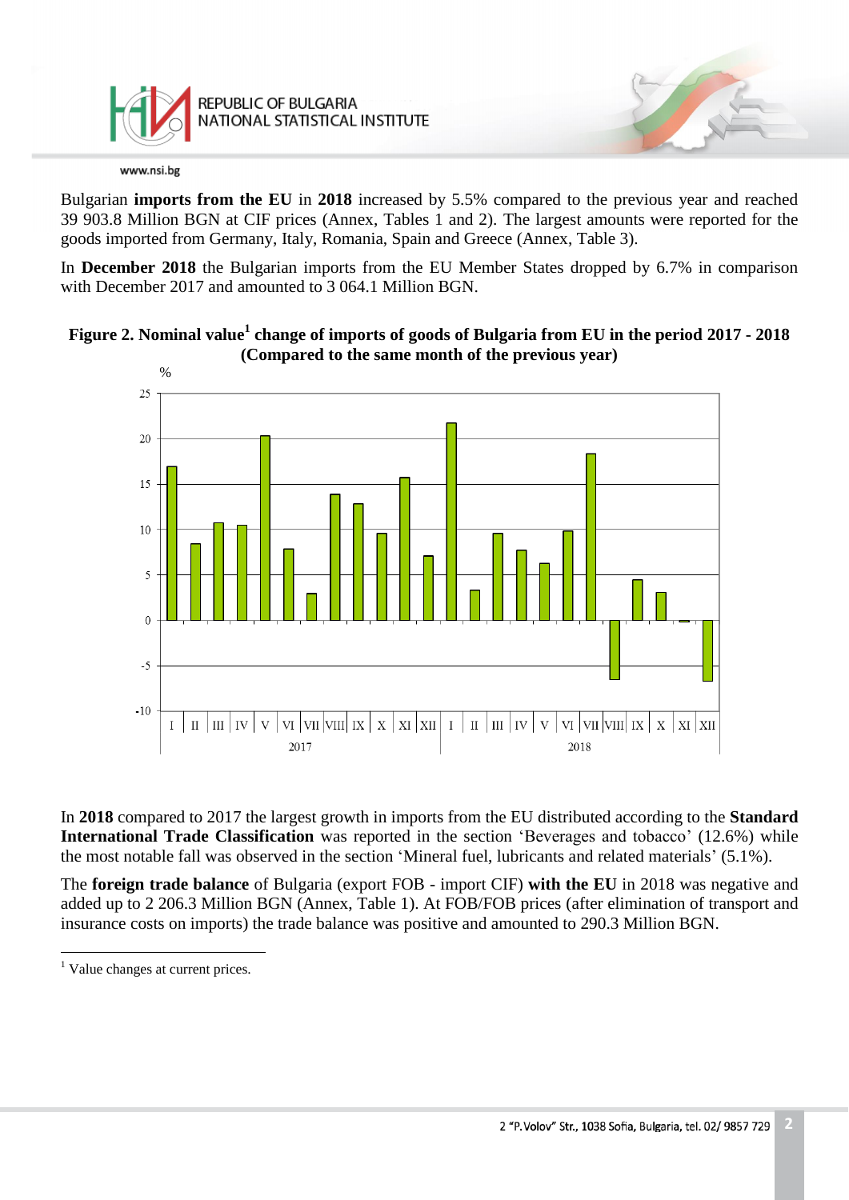Bulgarian **imports from the EU** in **2018** increased by 5.5% compared to the previous year and reached 39 903.8 Million BGN at CIF prices (Annex, Tables 1 and 2). The largest amounts were reported for the goods imported from Germany, Italy, Romania, Spain and Greece (Annex, Table 3).

In **December 2018** the Bulgarian imports from the EU Member States dropped by 6.7% in comparison with December 2017 and amounted to 3 064.1 Million BGN.

**Figure 2. Nominal value[1] change of imports of goods of Bulgaria from EU in the period 2017 - 2018 (Compared to the same month of the previous year)**

In **2018** compared to 2017 the largest growth in imports from the EU distributed according to the **Standard International Trade Classification** was reported in the section 'Beverages and tobacco' (12.6%) while the most notable fall was observed in the section 'Mineral fuel, lubricants and related materials' (5.1%).

The **foreign trade balance** of Bulgaria (export FOB - import CIF) **with the EU** in 2018 was negative and added up to 2 206.3 Million BGN (Annex, Table 1). At FOB/FOB prices (after elimination of transport and insurance costs on imports) the trade balance was positive and amounted to 290.3 Million BGN.

---

[1] Value changes at current prices.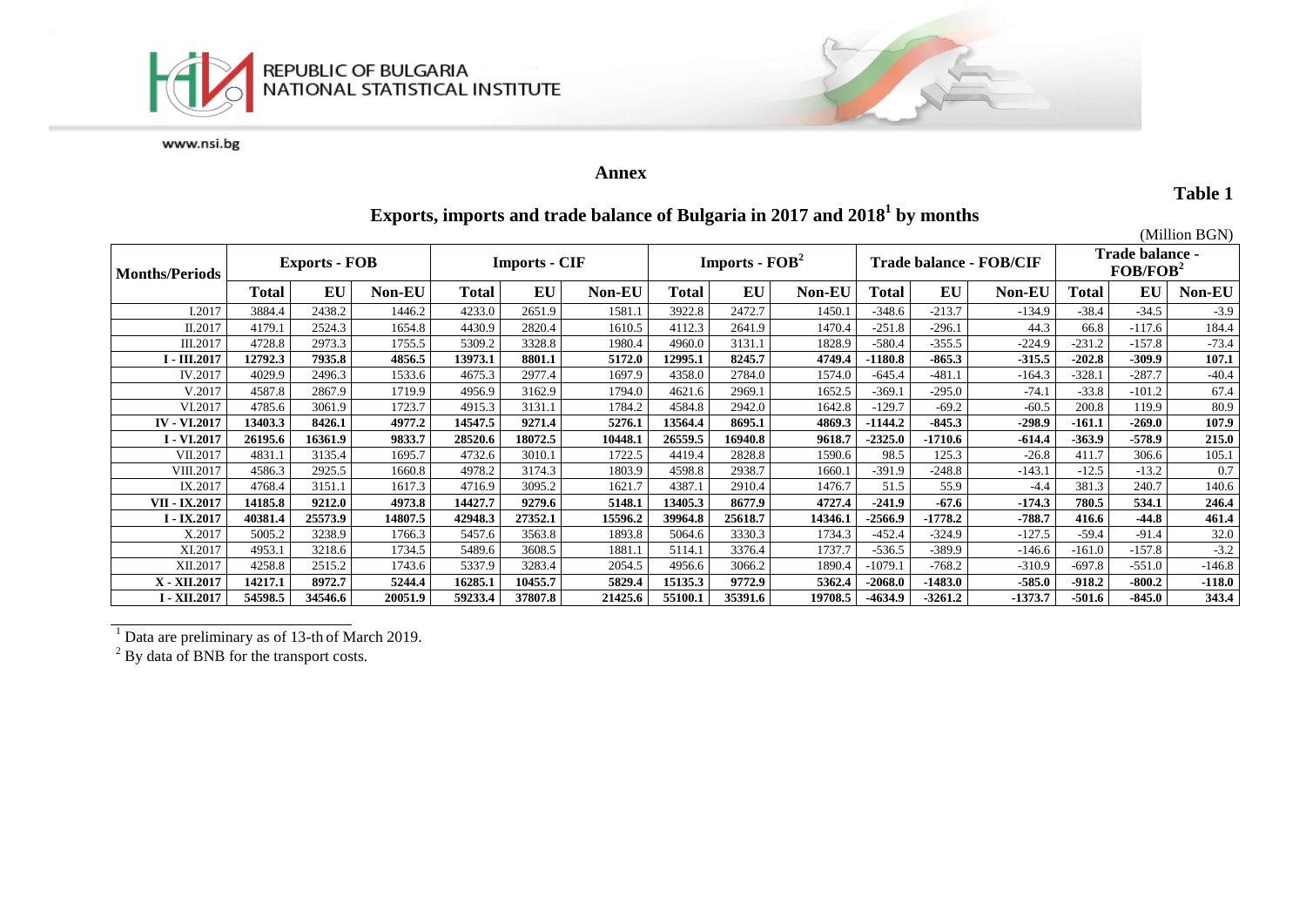**Annex**

**Table 1**

## Exports, imports and trade balance of Bulgaria in 2017 and 2018[1] by months

(Million BGN)

| Months/Periods | Exports - FOB | | | Imports - CIF | | | Imports - FOB[2] | | | Trade balance - FOB/CIF | | | Trade balance - FOB/FOB[2] | | |
|---|---|---|---|---|---|---|---|---|---|---|---|---|---|---|---|
| | Total | EU | Non-EU | Total | EU | Non-EU | Total | EU | Non-EU | Total | EU | Non-EU | Total | EU | Non-EU |
| I.2017 | 3884.4 | 2438.2 | 1446.2 | 4233.0 | 2651.9 | 1581.1 | 3922.8 | 2472.7 | 1450.1 | -348.6 | -213.7 | -134.9 | -38.4 | -34.5 | -3.9 |
| II.2017 | 4179.1 | 2524.3 | 1654.8 | 4430.9 | 2820.4 | 1610.5 | 4112.3 | 2641.9 | 1470.4 | -251.8 | -296.1 | 44.3 | 66.8 | -117.6 | 184.4 |
| III.2017 | 4728.8 | 2973.3 | 1755.5 | 5309.2 | 3328.8 | 1980.4 | 4960.0 | 3131.1 | 1828.9 | -580.4 | -355.5 | -224.9 | -231.2 | -157.8 | -73.4 |
| **I - III.2017** | **12792.3** | **7935.8** | **4856.5** | **13973.1** | **8801.1** | **5172.0** | **12995.1** | **8245.7** | **4749.4** | **-1180.8** | **-865.3** | **-315.5** | **-202.8** | **-309.9** | **107.1** |
| IV.2017 | 4029.9 | 2496.3 | 1533.6 | 4675.3 | 2977.4 | 1697.9 | 4358.0 | 2784.0 | 1574.0 | -645.4 | -481.1 | -164.3 | -328.1 | -287.7 | -40.4 |
| V.2017 | 4587.8 | 2867.9 | 1719.9 | 4956.9 | 3162.9 | 1794.0 | 4621.6 | 2969.1 | 1652.5 | -369.1 | -295.0 | -74.1 | -33.8 | -101.2 | 67.4 |
| VI.2017 | 4785.6 | 3061.9 | 1723.7 | 4915.3 | 3131.1 | 1784.2 | 4584.8 | 2942.0 | 1642.8 | -129.7 | -69.2 | -60.5 | 200.8 | 119.9 | 80.9 |
| **IV - VI.2017** | **13403.3** | **8426.1** | **4977.2** | **14547.5** | **9271.4** | **5276.1** | **13564.4** | **8695.1** | **4869.3** | **-1144.2** | **-845.3** | **-298.9** | **-161.1** | **-269.0** | **107.9** |
| **I - VI.2017** | **26195.6** | **16361.9** | **9833.7** | **28520.6** | **18072.5** | **10448.1** | **26559.5** | **16940.8** | **9618.7** | **-2325.0** | **-1710.6** | **-614.4** | **-363.9** | **-578.9** | **215.0** |
| VII.2017 | 4831.1 | 3135.4 | 1695.7 | 4732.6 | 3010.1 | 1722.5 | 4419.4 | 2828.8 | 1590.6 | 98.5 | 125.3 | -26.8 | 411.7 | 306.6 | 105.1 |
| VIII.2017 | 4586.3 | 2925.5 | 1660.8 | 4978.2 | 3174.3 | 1803.9 | 4598.8 | 2938.7 | 1660.1 | -391.9 | -248.8 | -143.1 | -12.5 | -13.2 | 0.7 |
| IX.2017 | 4768.4 | 3151.1 | 1617.3 | 4716.9 | 3095.2 | 1621.7 | 4387.1 | 2910.4 | 1476.7 | 51.5 | 55.9 | -4.4 | 381.3 | 240.7 | 140.6 |
| **VII - IX.2017** | **14185.8** | **9212.0** | **4973.8** | **14427.7** | **9279.6** | **5148.1** | **13405.3** | **8677.9** | **4727.4** | **-241.9** | **-67.6** | **-174.3** | **780.5** | **534.1** | **246.4** |
| **I - IX.2017** | **40381.4** | **25573.9** | **14807.5** | **42948.3** | **27352.1** | **15596.2** | **39964.8** | **25618.7** | **14346.1** | **-2566.9** | **-1778.2** | **-788.7** | **416.6** | **-44.8** | **461.4** |
| X.2017 | 5005.2 | 3238.9 | 1766.3 | 5457.6 | 3563.8 | 1893.8 | 5064.6 | 3330.3 | 1734.3 | -452.4 | -324.9 | -127.5 | -59.4 | -91.4 | 32.0 |
| XI.2017 | 4953.1 | 3218.6 | 1734.5 | 5489.6 | 3608.5 | 1881.1 | 5114.1 | 3376.4 | 1737.7 | -536.5 | -389.9 | -146.6 | -161.0 | -157.8 | -3.2 |
| XII.2017 | 4258.8 | 2515.2 | 1743.6 | 5337.9 | 3283.4 | 2054.5 | 4956.6 | 3066.2 | 1890.4 | -1079.1 | -768.2 | -310.9 | -697.8 | -551.0 | -146.8 |
| **X - XII.2017** | **14217.1** | **8972.7** | **5244.4** | **16285.1** | **10455.7** | **5829.4** | **15135.3** | **9772.9** | **5362.4** | **-2068.0** | **-1483.0** | **-585.0** | **-918.2** | **-800.2** | **-118.0** |
| **I - XII.2017** | **54598.5** | **34546.6** | **20051.9** | **59233.4** | **37807.8** | **21425.6** | **55100.1** | **35391.6** | **19708.5** | **-4634.9** | **-3261.2** | **-1373.7** | **-501.6** | **-845.0** | **343.4** |

[1] Data are preliminary as of 13-th of March 2019.

[2] By data of BNB for the transport costs.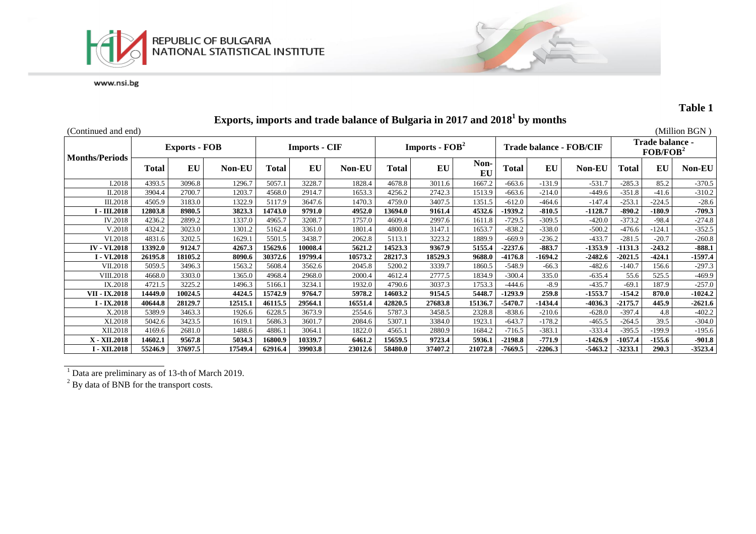**Table 1**

# Exports, imports and trade balance of Bulgaria in 2017 and 2018[1] by months

(Continued and end) (Million BGN )

| Months/Periods | Exports - FOB | | | Imports - CIF | | | Imports - FOB[2] | | | Trade balance - FOB/CIF | | | Trade balance - FOB/FOB[2] | | |
|---|---|---|---|---|---|---|---|---|---|---|---|---|---|---|---|
| | Total | EU | Non-EU | Total | EU | Non-EU | Total | EU | Non-EU | Total | EU | Non-EU | Total | EU | Non-EU |
| I.2018 | 4393.5 | 3096.8 | 1296.7 | 5057.1 | 3228.7 | 1828.4 | 4678.8 | 3011.6 | 1667.2 | -663.6 | -131.9 | -531.7 | -285.3 | 85.2 | -370.5 |
| II.2018 | 3904.4 | 2700.7 | 1203.7 | 4568.0 | 2914.7 | 1653.3 | 4256.2 | 2742.3 | 1513.9 | -663.6 | -214.0 | -449.6 | -351.8 | -41.6 | -310.2 |
| III.2018 | 4505.9 | 3183.0 | 1322.9 | 5117.9 | 3647.6 | 1470.3 | 4759.0 | 3407.5 | 1351.5 | -612.0 | -464.6 | -147.4 | -253.1 | -224.5 | -28.6 |
| **I - III.2018** | **12803.8** | **8980.5** | **3823.3** | **14743.0** | **9791.0** | **4952.0** | **13694.0** | **9161.4** | **4532.6** | **-1939.2** | **-810.5** | **-1128.7** | **-890.2** | **-180.9** | **-709.3** |
| IV.2018 | 4236.2 | 2899.2 | 1337.0 | 4965.7 | 3208.7 | 1757.0 | 4609.4 | 2997.6 | 1611.8 | -729.5 | -309.5 | -420.0 | -373.2 | -98.4 | -274.8 |
| V.2018 | 4324.2 | 3023.0 | 1301.2 | 5162.4 | 3361.0 | 1801.4 | 4800.8 | 3147.1 | 1653.7 | -838.2 | -338.0 | -500.2 | -476.6 | -124.1 | -352.5 |
| VI.2018 | 4831.6 | 3202.5 | 1629.1 | 5501.5 | 3438.7 | 2062.8 | 5113.1 | 3223.2 | 1889.9 | -669.9 | -236.2 | -433.7 | -281.5 | -20.7 | -260.8 |
| **IV - VI.2018** | **13392.0** | **9124.7** | **4267.3** | **15629.6** | **10008.4** | **5621.2** | **14523.3** | **9367.9** | **5155.4** | **-2237.6** | **-883.7** | **-1353.9** | **-1131.3** | **-243.2** | **-888.1** |
| **I - VI.2018** | **26195.8** | **18105.2** | **8090.6** | **30372.6** | **19799.4** | **10573.2** | **28217.3** | **18529.3** | **9688.0** | **-4176.8** | **-1694.2** | **-2482.6** | **-2021.5** | **-424.1** | **-1597.4** |
| VII.2018 | 5059.5 | 3496.3 | 1563.2 | 5608.4 | 3562.6 | 2045.8 | 5200.2 | 3339.7 | 1860.5 | -548.9 | -66.3 | -482.6 | -140.7 | 156.6 | -297.3 |
| VIII.2018 | 4668.0 | 3303.0 | 1365.0 | 4968.4 | 2968.0 | 2000.4 | 4612.4 | 2777.5 | 1834.9 | -300.4 | 335.0 | -635.4 | 55.6 | 525.5 | -469.9 |
| IX.2018 | 4721.5 | 3225.2 | 1496.3 | 5166.1 | 3234.1 | 1932.0 | 4790.6 | 3037.3 | 1753.3 | -444.6 | -8.9 | -435.7 | -69.1 | 187.9 | -257.0 |
| **VII - IX.2018** | **14449.0** | **10024.5** | **4424.5** | **15742.9** | **9764.7** | **5978.2** | **14603.2** | **9154.5** | **5448.7** | **-1293.9** | **259.8** | **-1553.7** | **-154.2** | **870.0** | **-1024.2** |
| **I - IX.2018** | **40644.8** | **28129.7** | **12515.1** | **46115.5** | **29564.1** | **16551.4** | **42820.5** | **27683.8** | **15136.7** | **-5470.7** | **-1434.4** | **-4036.3** | **-2175.7** | **445.9** | **-2621.6** |
| X.2018 | 5389.9 | 3463.3 | 1926.6 | 6228.5 | 3673.9 | 2554.6 | 5787.3 | 3458.5 | 2328.8 | -838.6 | -210.6 | -628.0 | -397.4 | 4.8 | -402.2 |
| XI.2018 | 5042.6 | 3423.5 | 1619.1 | 5686.3 | 3601.7 | 2084.6 | 5307.1 | 3384.0 | 1923.1 | -643.7 | -178.2 | -465.5 | -264.5 | 39.5 | -304.0 |
| XII.2018 | 4169.6 | 2681.0 | 1488.6 | 4886.1 | 3064.1 | 1822.0 | 4565.1 | 2880.9 | 1684.2 | -716.5 | -383.1 | -333.4 | -395.5 | -199.9 | -195.6 |
| **X - XII.2018** | **14602.1** | **9567.8** | **5034.3** | **16800.9** | **10339.7** | **6461.2** | **15659.5** | **9723.4** | **5936.1** | **-2198.8** | **-771.9** | **-1426.9** | **-1057.4** | **-155.6** | **-901.8** |
| **I - XII.2018** | **55246.9** | **37697.5** | **17549.4** | **62916.4** | **39903.8** | **23012.6** | **58480.0** | **37407.2** | **21072.8** | **-7669.5** | **-2206.3** | **-5463.2** | **-3233.1** | **290.3** | **-3523.4** |

[1] Data are preliminary as of 13-th of March 2019.

[2] By data of BNB for the transport costs.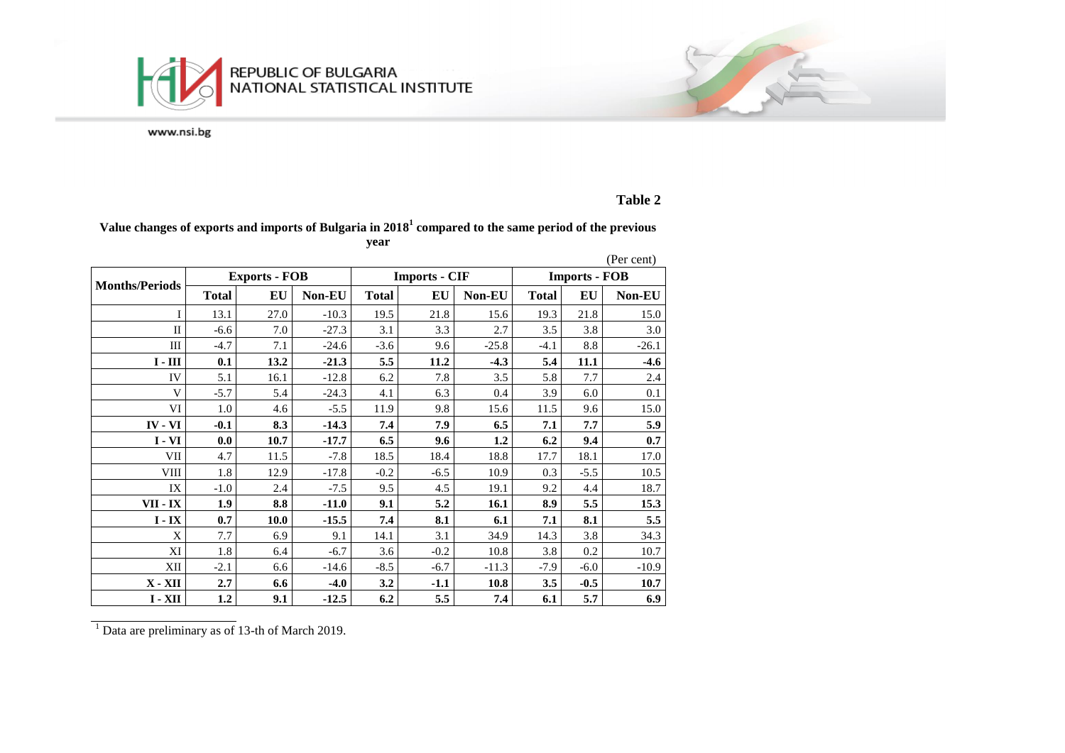**Table 2**

**Value changes of exports and imports of Bulgaria in 2018[1] compared to the same period of the previous year**

(Per cent)

| Months/Periods | Exports - FOB | | | Imports - CIF | | | Imports - FOB | | |
|---|---|---|---|---|---|---|---|---|---|
| | Total | EU | Non-EU | Total | EU | Non-EU | Total | EU | Non-EU |
| I | 13.1 | 27.0 | -10.3 | 19.5 | 21.8 | 15.6 | 19.3 | 21.8 | 15.0 |
| II | -6.6 | 7.0 | -27.3 | 3.1 | 3.3 | 2.7 | 3.5 | 3.8 | 3.0 |
| III | -4.7 | 7.1 | -24.6 | -3.6 | 9.6 | -25.8 | -4.1 | 8.8 | -26.1 |
| **I - III** | **0.1** | **13.2** | **-21.3** | **5.5** | **11.2** | **-4.3** | **5.4** | **11.1** | **-4.6** |
| IV | 5.1 | 16.1 | -12.8 | 6.2 | 7.8 | 3.5 | 5.8 | 7.7 | 2.4 |
| V | -5.7 | 5.4 | -24.3 | 4.1 | 6.3 | 0.4 | 3.9 | 6.0 | 0.1 |
| VI | 1.0 | 4.6 | -5.5 | 11.9 | 9.8 | 15.6 | 11.5 | 9.6 | 15.0 |
| **IV - VI** | **-0.1** | **8.3** | **-14.3** | **7.4** | **7.9** | **6.5** | **7.1** | **7.7** | **5.9** |
| **I - VI** | **0.0** | **10.7** | **-17.7** | **6.5** | **9.6** | **1.2** | **6.2** | **9.4** | **0.7** |
| VII | 4.7 | 11.5 | -7.8 | 18.5 | 18.4 | 18.8 | 17.7 | 18.1 | 17.0 |
| VIII | 1.8 | 12.9 | -17.8 | -0.2 | -6.5 | 10.9 | 0.3 | -5.5 | 10.5 |
| IX | -1.0 | 2.4 | -7.5 | 9.5 | 4.5 | 19.1 | 9.2 | 4.4 | 18.7 |
| **VII - IX** | **1.9** | **8.8** | **-11.0** | **9.1** | **5.2** | **16.1** | **8.9** | **5.5** | **15.3** |
| **I - IX** | **0.7** | **10.0** | **-15.5** | **7.4** | **8.1** | **6.1** | **7.1** | **8.1** | **5.5** |
| X | 7.7 | 6.9 | 9.1 | 14.1 | 3.1 | 34.9 | 14.3 | 3.8 | 34.3 |
| XI | 1.8 | 6.4 | -6.7 | 3.6 | -0.2 | 10.8 | 3.8 | 0.2 | 10.7 |
| XII | -2.1 | 6.6 | -14.6 | -8.5 | -6.7 | -11.3 | -7.9 | -6.0 | -10.9 |
| **X - XII** | **2.7** | **6.6** | **-4.0** | **3.2** | **-1.1** | **10.8** | **3.5** | **-0.5** | **10.7** |
| **I - XII** | **1.2** | **9.1** | **-12.5** | **6.2** | **5.5** | **7.4** | **6.1** | **5.7** | **6.9** |

[1] Data are preliminary as of 13-th of March 2019.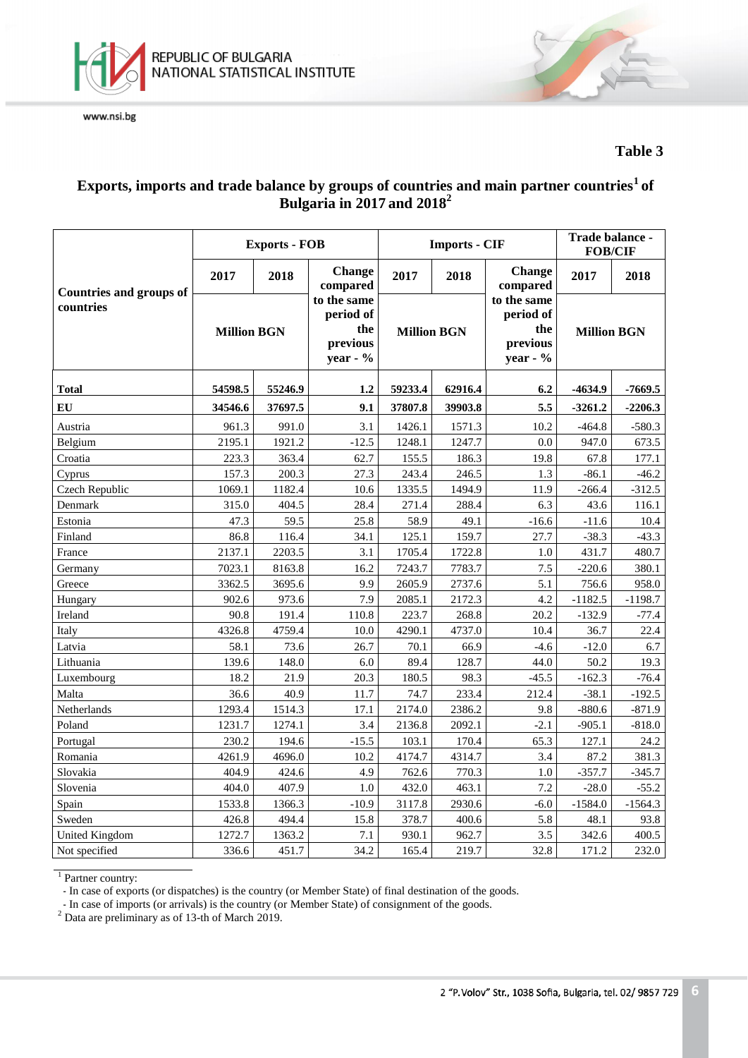**Table 3**

## Exports, imports and trade balance by groups of countries and main partner countries[1] of Bulgaria in 2017 and 2018[2]

| Countries and groups of countries | Exports - FOB | | | Imports - CIF | | | Trade balance - FOB/CIF | |
|---|---|---|---|---|---|---|---|---|
| | 2017 | 2018 | Change compared to the same period of the previous year - % | 2017 | 2018 | Change compared to the same period of the previous year - % | 2017 | 2018 |
| | Million BGN | | | Million BGN | | | Million BGN | |
| **Total** | **54598.5** | **55246.9** | **1.2** | **59233.4** | **62916.4** | **6.2** | **-4634.9** | **-7669.5** |
| **EU** | **34546.6** | **37697.5** | **9.1** | **37807.8** | **39903.8** | **5.5** | **-3261.2** | **-2206.3** |
| Austria | 961.3 | 991.0 | 3.1 | 1426.1 | 1571.3 | 10.2 | -464.8 | -580.3 |
| Belgium | 2195.1 | 1921.2 | -12.5 | 1248.1 | 1247.7 | 0.0 | 947.0 | 673.5 |
| Croatia | 223.3 | 363.4 | 62.7 | 155.5 | 186.3 | 19.8 | 67.8 | 177.1 |
| Cyprus | 157.3 | 200.3 | 27.3 | 243.4 | 246.5 | 1.3 | -86.1 | -46.2 |
| Czech Republic | 1069.1 | 1182.4 | 10.6 | 1335.5 | 1494.9 | 11.9 | -266.4 | -312.5 |
| Denmark | 315.0 | 404.5 | 28.4 | 271.4 | 288.4 | 6.3 | 43.6 | 116.1 |
| Estonia | 47.3 | 59.5 | 25.8 | 58.9 | 49.1 | -16.6 | -11.6 | 10.4 |
| Finland | 86.8 | 116.4 | 34.1 | 125.1 | 159.7 | 27.7 | -38.3 | -43.3 |
| France | 2137.1 | 2203.5 | 3.1 | 1705.4 | 1722.8 | 1.0 | 431.7 | 480.7 |
| Germany | 7023.1 | 8163.8 | 16.2 | 7243.7 | 7783.7 | 7.5 | -220.6 | 380.1 |
| Greece | 3362.5 | 3695.6 | 9.9 | 2605.9 | 2737.6 | 5.1 | 756.6 | 958.0 |
| Hungary | 902.6 | 973.6 | 7.9 | 2085.1 | 2172.3 | 4.2 | -1182.5 | -1198.7 |
| Ireland | 90.8 | 191.4 | 110.8 | 223.7 | 268.8 | 20.2 | -132.9 | -77.4 |
| Italy | 4326.8 | 4759.4 | 10.0 | 4290.1 | 4737.0 | 10.4 | 36.7 | 22.4 |
| Latvia | 58.1 | 73.6 | 26.7 | 70.1 | 66.9 | -4.6 | -12.0 | 6.7 |
| Lithuania | 139.6 | 148.0 | 6.0 | 89.4 | 128.7 | 44.0 | 50.2 | 19.3 |
| Luxembourg | 18.2 | 21.9 | 20.3 | 180.5 | 98.3 | -45.5 | -162.3 | -76.4 |
| Malta | 36.6 | 40.9 | 11.7 | 74.7 | 233.4 | 212.4 | -38.1 | -192.5 |
| Netherlands | 1293.4 | 1514.3 | 17.1 | 2174.0 | 2386.2 | 9.8 | -880.6 | -871.9 |
| Poland | 1231.7 | 1274.1 | 3.4 | 2136.8 | 2092.1 | -2.1 | -905.1 | -818.0 |
| Portugal | 230.2 | 194.6 | -15.5 | 103.1 | 170.4 | 65.3 | 127.1 | 24.2 |
| Romania | 4261.9 | 4696.0 | 10.2 | 4174.7 | 4314.7 | 3.4 | 87.2 | 381.3 |
| Slovakia | 404.9 | 424.6 | 4.9 | 762.6 | 770.3 | 1.0 | -357.7 | -345.7 |
| Slovenia | 404.0 | 407.9 | 1.0 | 432.0 | 463.1 | 7.2 | -28.0 | -55.2 |
| Spain | 1533.8 | 1366.3 | -10.9 | 3117.8 | 2930.6 | -6.0 | -1584.0 | -1564.3 |
| Sweden | 426.8 | 494.4 | 15.8 | 378.7 | 400.6 | 5.8 | 48.1 | 93.8 |
| United Kingdom | 1272.7 | 1363.2 | 7.1 | 930.1 | 962.7 | 3.5 | 342.6 | 400.5 |
| Not specified | 336.6 | 451.7 | 34.2 | 165.4 | 219.7 | 32.8 | 171.2 | 232.0 |

[1] Partner country:
- In case of exports (or dispatches) is the country (or Member State) of final destination of the goods.
- In case of imports (or arrivals) is the country (or Member State) of consignment of the goods.

[2] Data are preliminary as of 13-th of March 2019.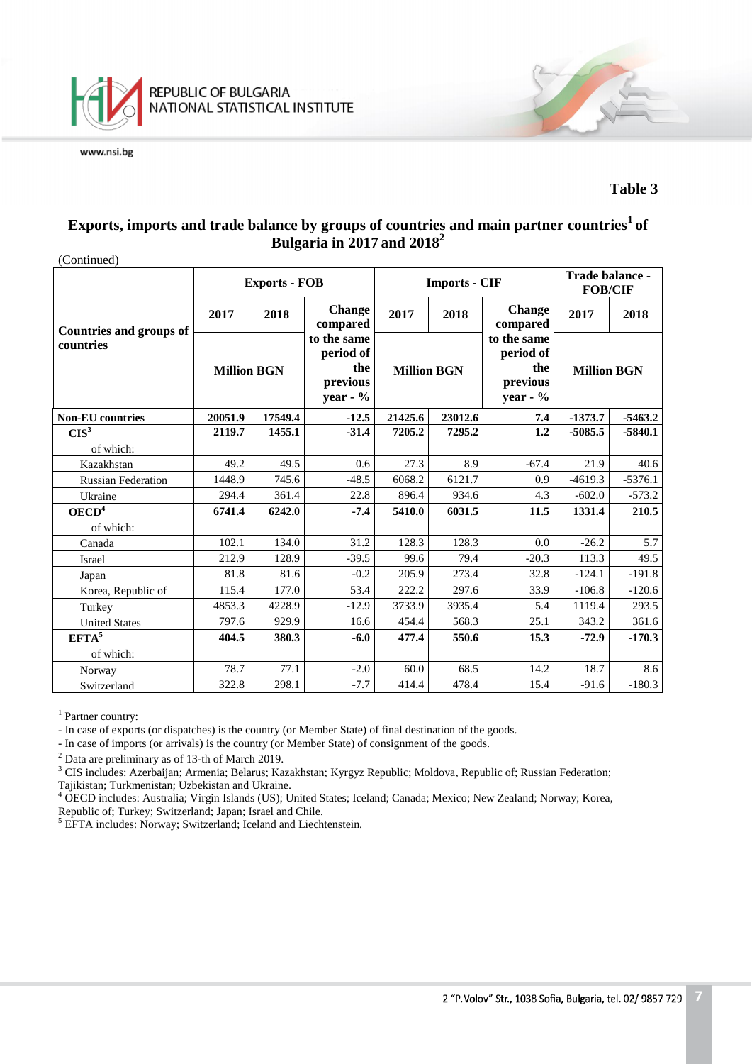**Table 3**

## Exports, imports and trade balance by groups of countries and main partner countries[1] of Bulgaria in 2017 and 2018[2]

(Continued)

| Countries and groups of countries | Exports - FOB | | | Imports - CIF | | | Trade balance - FOB/CIF | |
|---|---|---|---|---|---|---|---|---|
| | 2017 | 2018 | Change compared to the same period of the previous year - % | 2017 | 2018 | Change compared to the same period of the previous year - % | 2017 | 2018 |
| | Million BGN | | | Million BGN | | | Million BGN | |
| **Non-EU countries** | **20051.9** | **17549.4** | **-12.5** | **21425.6** | **23012.6** | **7.4** | **-1373.7** | **-5463.2** |
| **CIS[3]** | **2119.7** | **1455.1** | **-31.4** | **7205.2** | **7295.2** | **1.2** | **-5085.5** | **-5840.1** |
| of which: | | | | | | | | |
| Kazakhstan | 49.2 | 49.5 | 0.6 | 27.3 | 8.9 | -67.4 | 21.9 | 40.6 |
| Russian Federation | 1448.9 | 745.6 | -48.5 | 6068.2 | 6121.7 | 0.9 | -4619.3 | -5376.1 |
| Ukraine | 294.4 | 361.4 | 22.8 | 896.4 | 934.6 | 4.3 | -602.0 | -573.2 |
| **OECD[4]** | **6741.4** | **6242.0** | **-7.4** | **5410.0** | **6031.5** | **11.5** | **1331.4** | **210.5** |
| of which: | | | | | | | | |
| Canada | 102.1 | 134.0 | 31.2 | 128.3 | 128.3 | 0.0 | -26.2 | 5.7 |
| Israel | 212.9 | 128.9 | -39.5 | 99.6 | 79.4 | -20.3 | 113.3 | 49.5 |
| Japan | 81.8 | 81.6 | -0.2 | 205.9 | 273.4 | 32.8 | -124.1 | -191.8 |
| Korea, Republic of | 115.4 | 177.0 | 53.4 | 222.2 | 297.6 | 33.9 | -106.8 | -120.6 |
| Turkey | 4853.3 | 4228.9 | -12.9 | 3733.9 | 3935.4 | 5.4 | 1119.4 | 293.5 |
| United States | 797.6 | 929.9 | 16.6 | 454.4 | 568.3 | 25.1 | 343.2 | 361.6 |
| **EFTA[5]** | **404.5** | **380.3** | **-6.0** | **477.4** | **550.6** | **15.3** | **-72.9** | **-170.3** |
| of which: | | | | | | | | |
| Norway | 78.7 | 77.1 | -2.0 | 60.0 | 68.5 | 14.2 | 18.7 | 8.6 |
| Switzerland | 322.8 | 298.1 | -7.7 | 414.4 | 478.4 | 15.4 | -91.6 | -180.3 |

[1] Partner country:

- In case of exports (or dispatches) is the country (or Member State) of final destination of the goods.
- In case of imports (or arrivals) is the country (or Member State) of consignment of the goods.

[2] Data are preliminary as of 13-th of March 2019.

[3] CIS includes: Azerbaijan; Armenia; Belarus; Kazakhstan; Kyrgyz Republic; Moldova, Republic of; Russian Federation; Tajikistan; Turkmenistan; Uzbekistan and Ukraine.

[4] OECD includes: Australia; Virgin Islands (US); United States; Iceland; Canada; Mexico; New Zealand; Norway; Korea, Republic of; Turkey; Switzerland; Japan; Israel and Chile.

[5] EFTA includes: Norway; Switzerland; Iceland and Liechtenstein.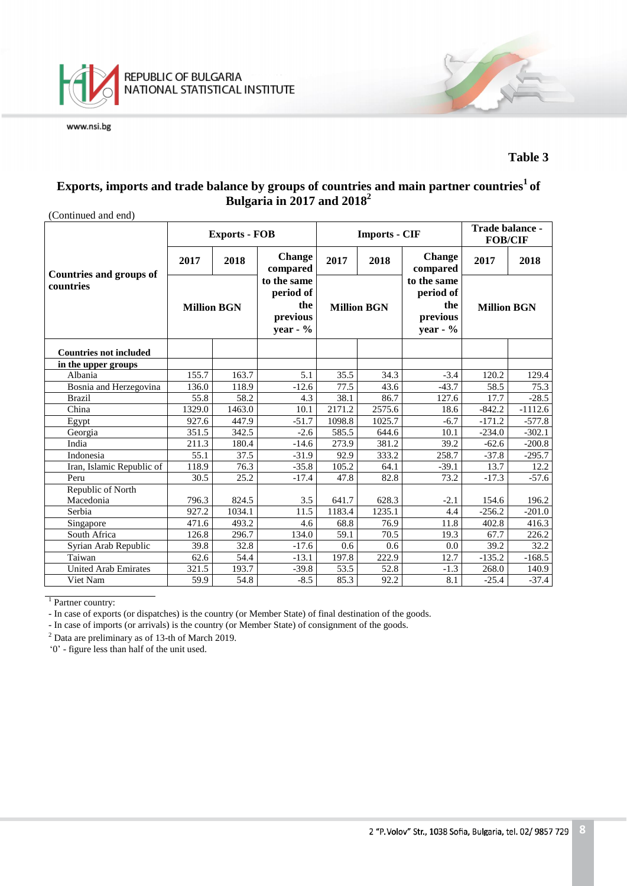**Table 3**

## Exports, imports and trade balance by groups of countries and main partner countries[1] of Bulgaria in 2017 and 2018[2]

(Continued and end)

| Countries and groups of countries | Exports - FOB | | | Imports - CIF | | | Trade balance - FOB/CIF | |
|---|---|---|---|---|---|---|---|---|
| | 2017 | 2018 | Change compared to the same period of the previous year - % | 2017 | 2018 | Change compared to the same period of the previous year - % | 2017 | 2018 |
| | Million BGN | | | Million BGN | | | Million BGN | |
| **Countries not included in the upper groups** | | | | | | | | |
| Albania | 155.7 | 163.7 | 5.1 | 35.5 | 34.3 | -3.4 | 120.2 | 129.4 |
| Bosnia and Herzegovina | 136.0 | 118.9 | -12.6 | 77.5 | 43.6 | -43.7 | 58.5 | 75.3 |
| Brazil | 55.8 | 58.2 | 4.3 | 38.1 | 86.7 | 127.6 | 17.7 | -28.5 |
| China | 1329.0 | 1463.0 | 10.1 | 2171.2 | 2575.6 | 18.6 | -842.2 | -1112.6 |
| Egypt | 927.6 | 447.9 | -51.7 | 1098.8 | 1025.7 | -6.7 | -171.2 | -577.8 |
| Georgia | 351.5 | 342.5 | -2.6 | 585.5 | 644.6 | 10.1 | -234.0 | -302.1 |
| India | 211.3 | 180.4 | -14.6 | 273.9 | 381.2 | 39.2 | -62.6 | -200.8 |
| Indonesia | 55.1 | 37.5 | -31.9 | 92.9 | 333.2 | 258.7 | -37.8 | -295.7 |
| Iran, Islamic Republic of | 118.9 | 76.3 | -35.8 | 105.2 | 64.1 | -39.1 | 13.7 | 12.2 |
| Peru | 30.5 | 25.2 | -17.4 | 47.8 | 82.8 | 73.2 | -17.3 | -57.6 |
| Republic of North Macedonia | 796.3 | 824.5 | 3.5 | 641.7 | 628.3 | -2.1 | 154.6 | 196.2 |
| Serbia | 927.2 | 1034.1 | 11.5 | 1183.4 | 1235.1 | 4.4 | -256.2 | -201.0 |
| Singapore | 471.6 | 493.2 | 4.6 | 68.8 | 76.9 | 11.8 | 402.8 | 416.3 |
| South Africa | 126.8 | 296.7 | 134.0 | 59.1 | 70.5 | 19.3 | 67.7 | 226.2 |
| Syrian Arab Republic | 39.8 | 32.8 | -17.6 | 0.6 | 0.6 | 0.0 | 39.2 | 32.2 |
| Taiwan | 62.6 | 54.4 | -13.1 | 197.8 | 222.9 | 12.7 | -135.2 | -168.5 |
| United Arab Emirates | 321.5 | 193.7 | -39.8 | 53.5 | 52.8 | -1.3 | 268.0 | 140.9 |
| Viet Nam | 59.9 | 54.8 | -8.5 | 85.3 | 92.2 | 8.1 | -25.4 | -37.4 |

[1] Partner country:

- In case of exports (or dispatches) is the country (or Member State) of final destination of the goods.
- In case of imports (or arrivals) is the country (or Member State) of consignment of the goods.

[2] Data are preliminary as of 13-th of March 2019.

'0' - figure less than half of the unit used.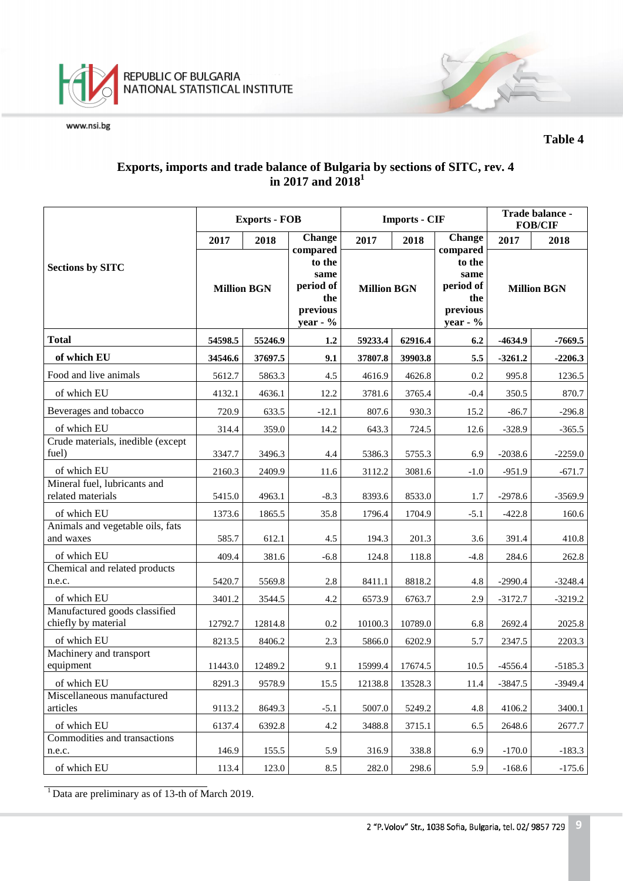**Table 4**

## Exports, imports and trade balance of Bulgaria by sections of SITC, rev. 4 in 2017 and 2018[1]

| Sections by SITC | Exports - FOB | | | Imports - CIF | | | Trade balance - FOB/CIF | |
|---|---|---|---|---|---|---|---|---|
| | 2017 | 2018 | Change compared to the same period of the previous year - % | 2017 | 2018 | Change compared to the same period of the previous year - % | 2017 | 2018 |
| | Million BGN | | | Million BGN | | | Million BGN | |
| **Total** | **54598.5** | **55246.9** | **1.2** | **59233.4** | **62916.4** | **6.2** | **-4634.9** | **-7669.5** |
| **of which EU** | **34546.6** | **37697.5** | **9.1** | **37807.8** | **39903.8** | **5.5** | **-3261.2** | **-2206.3** |
| Food and live animals | 5612.7 | 5863.3 | 4.5 | 4616.9 | 4626.8 | 0.2 | 995.8 | 1236.5 |
| of which EU | 4132.1 | 4636.1 | 12.2 | 3781.6 | 3765.4 | -0.4 | 350.5 | 870.7 |
| Beverages and tobacco | 720.9 | 633.5 | -12.1 | 807.6 | 930.3 | 15.2 | -86.7 | -296.8 |
| of which EU | 314.4 | 359.0 | 14.2 | 643.3 | 724.5 | 12.6 | -328.9 | -365.5 |
| Crude materials, inedible (except fuel) | 3347.7 | 3496.3 | 4.4 | 5386.3 | 5755.3 | 6.9 | -2038.6 | -2259.0 |
| of which EU | 2160.3 | 2409.9 | 11.6 | 3112.2 | 3081.6 | -1.0 | -951.9 | -671.7 |
| Mineral fuel, lubricants and related materials | 5415.0 | 4963.1 | -8.3 | 8393.6 | 8533.0 | 1.7 | -2978.6 | -3569.9 |
| of which EU | 1373.6 | 1865.5 | 35.8 | 1796.4 | 1704.9 | -5.1 | -422.8 | 160.6 |
| Animals and vegetable oils, fats and waxes | 585.7 | 612.1 | 4.5 | 194.3 | 201.3 | 3.6 | 391.4 | 410.8 |
| of which EU | 409.4 | 381.6 | -6.8 | 124.8 | 118.8 | -4.8 | 284.6 | 262.8 |
| Chemical and related products n.e.c. | 5420.7 | 5569.8 | 2.8 | 8411.1 | 8818.2 | 4.8 | -2990.4 | -3248.4 |
| of which EU | 3401.2 | 3544.5 | 4.2 | 6573.9 | 6763.7 | 2.9 | -3172.7 | -3219.2 |
| Manufactured goods classified chiefly by material | 12792.7 | 12814.8 | 0.2 | 10100.3 | 10789.0 | 6.8 | 2692.4 | 2025.8 |
| of which EU | 8213.5 | 8406.2 | 2.3 | 5866.0 | 6202.9 | 5.7 | 2347.5 | 2203.3 |
| Machinery and transport equipment | 11443.0 | 12489.2 | 9.1 | 15999.4 | 17674.5 | 10.5 | -4556.4 | -5185.3 |
| of which EU | 8291.3 | 9578.9 | 15.5 | 12138.8 | 13528.3 | 11.4 | -3847.5 | -3949.4 |
| Miscellaneous manufactured articles | 9113.2 | 8649.3 | -5.1 | 5007.0 | 5249.2 | 4.8 | 4106.2 | 3400.1 |
| of which EU | 6137.4 | 6392.8 | 4.2 | 3488.8 | 3715.1 | 6.5 | 2648.6 | 2677.7 |
| Commodities and transactions n.e.c. | 146.9 | 155.5 | 5.9 | 316.9 | 338.8 | 6.9 | -170.0 | -183.3 |
| of which EU | 113.4 | 123.0 | 8.5 | 282.0 | 298.6 | 5.9 | -168.6 | -175.6 |

[1] Data are preliminary as of 13-th of March 2019.